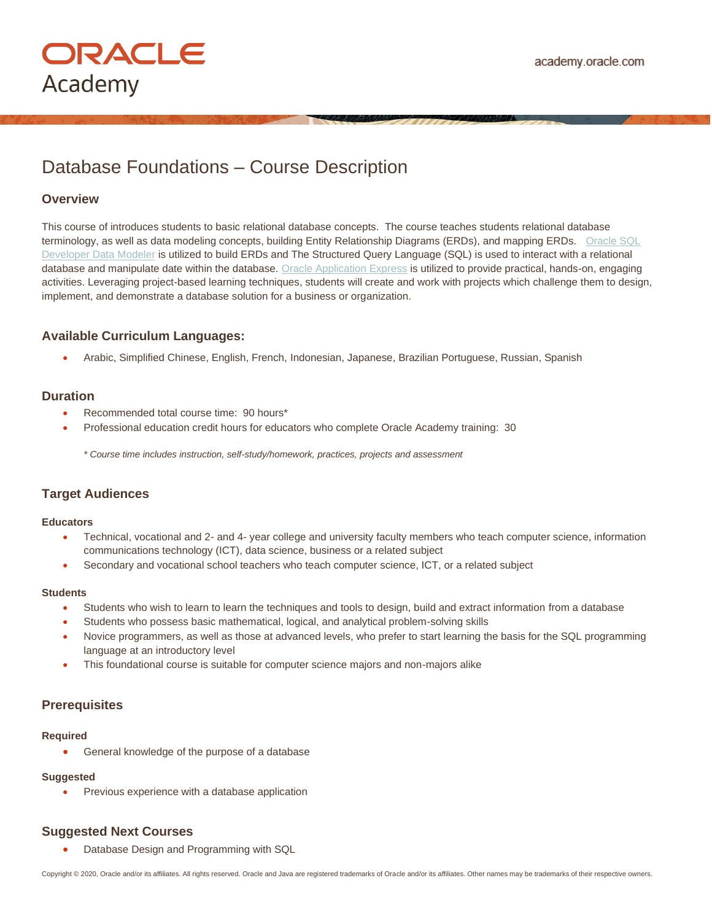ORACLE
Academy

academy.oracle.com

# Database Foundations – Course Description

## Overview

This course of introduces students to basic relational database concepts. The course teaches students relational database terminology, as well as data modeling concepts, building Entity Relationship Diagrams (ERDs), and mapping ERDs. Oracle SQL Developer Data Modeler is utilized to build ERDs and The Structured Query Language (SQL) is used to interact with a relational database and manipulate date within the database. Oracle Application Express is utilized to provide practical, hands-on, engaging activities. Leveraging project-based learning techniques, students will create and work with projects which challenge them to design, implement, and demonstrate a database solution for a business or organization.

## Available Curriculum Languages:

- Arabic, Simplified Chinese, English, French, Indonesian, Japanese, Brazilian Portuguese, Russian, Spanish

## Duration

- Recommended total course time: 90 hours*
- Professional education credit hours for educators who complete Oracle Academy training: 30

*\* Course time includes instruction, self-study/homework, practices, projects and assessment*

## Target Audiences

### Educators

- Technical, vocational and 2- and 4- year college and university faculty members who teach computer science, information communications technology (ICT), data science, business or a related subject
- Secondary and vocational school teachers who teach computer science, ICT, or a related subject

### Students

- Students who wish to learn to learn the techniques and tools to design, build and extract information from a database
- Students who possess basic mathematical, logical, and analytical problem-solving skills
- Novice programmers, as well as those at advanced levels, who prefer to start learning the basis for the SQL programming language at an introductory level
- This foundational course is suitable for computer science majors and non-majors alike

## Prerequisites

### Required

- General knowledge of the purpose of a database

### Suggested

- Previous experience with a database application

## Suggested Next Courses

- Database Design and Programming with SQL

Copyright © 2020, Oracle and/or its affiliates. All rights reserved. Oracle and Java are registered trademarks of Oracle and/or its affiliates. Other names may be trademarks of their respective owners.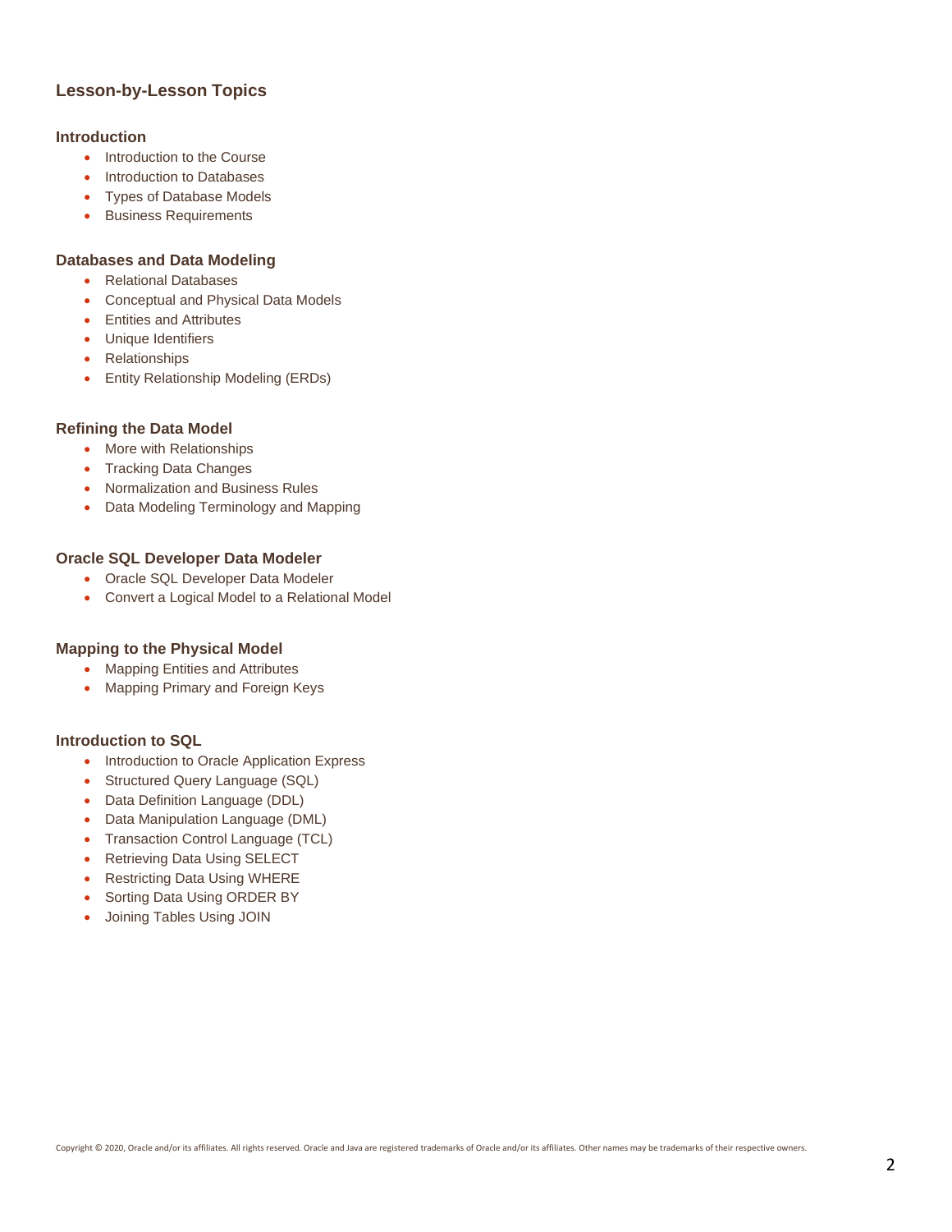## Lesson-by-Lesson Topics

### Introduction

- Introduction to the Course
- Introduction to Databases
- Types of Database Models
- Business Requirements

### Databases and Data Modeling

- Relational Databases
- Conceptual and Physical Data Models
- Entities and Attributes
- Unique Identifiers
- Relationships
- Entity Relationship Modeling (ERDs)

### Refining the Data Model

- More with Relationships
- Tracking Data Changes
- Normalization and Business Rules
- Data Modeling Terminology and Mapping

### Oracle SQL Developer Data Modeler

- Oracle SQL Developer Data Modeler
- Convert a Logical Model to a Relational Model

### Mapping to the Physical Model

- Mapping Entities and Attributes
- Mapping Primary and Foreign Keys

### Introduction to SQL

- Introduction to Oracle Application Express
- Structured Query Language (SQL)
- Data Definition Language (DDL)
- Data Manipulation Language (DML)
- Transaction Control Language (TCL)
- Retrieving Data Using SELECT
- Restricting Data Using WHERE
- Sorting Data Using ORDER BY
- Joining Tables Using JOIN

Copyright © 2020, Oracle and/or its affiliates. All rights reserved. Oracle and Java are registered trademarks of Oracle and/or its affiliates. Other names may be trademarks of their respective owners.